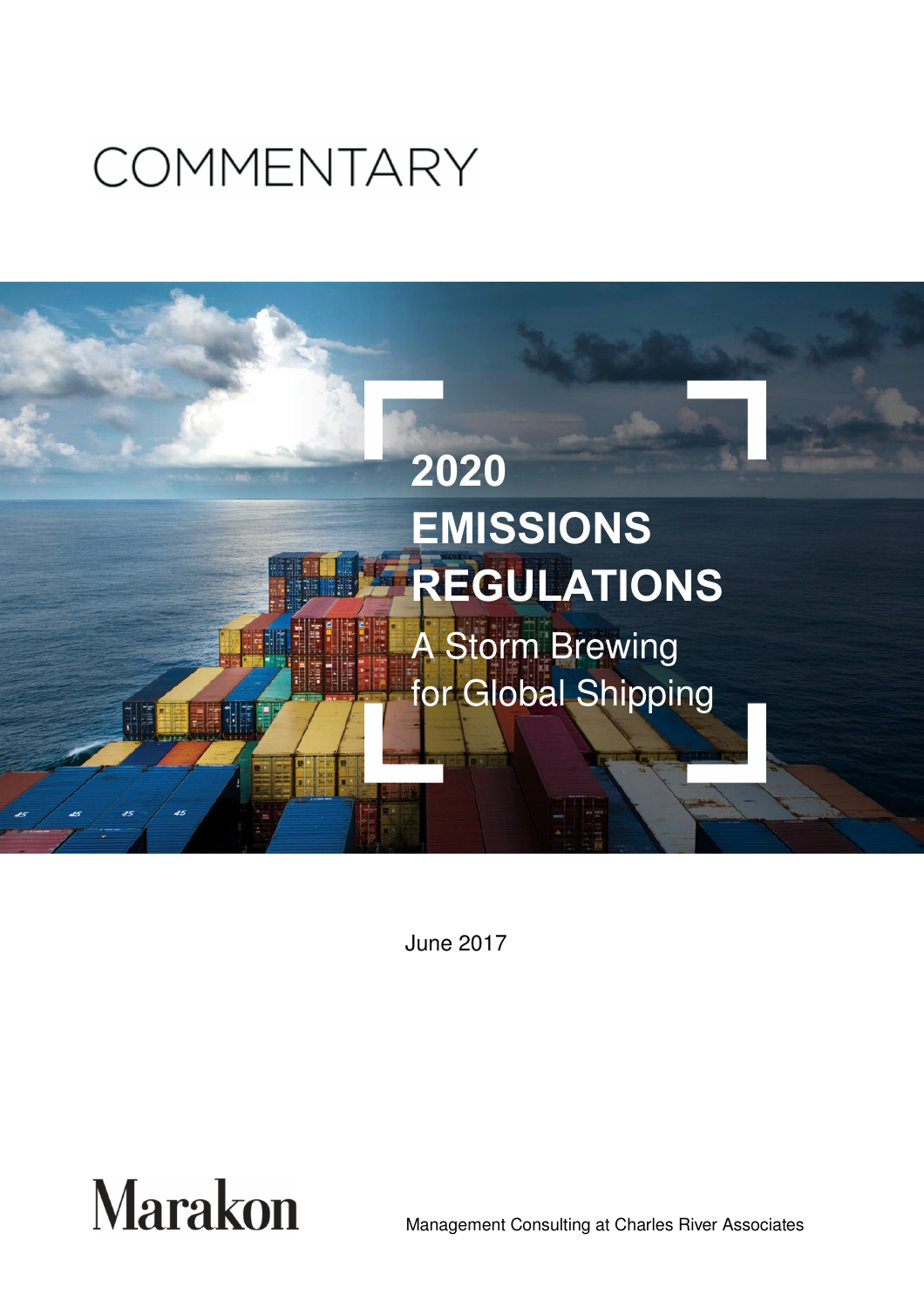# COMMENTARY

# 2020 EMISSIONS REGULATIONS

## A Storm Brewing for Global Shipping

June 2017

Marakon

Management Consulting at Charles River Associates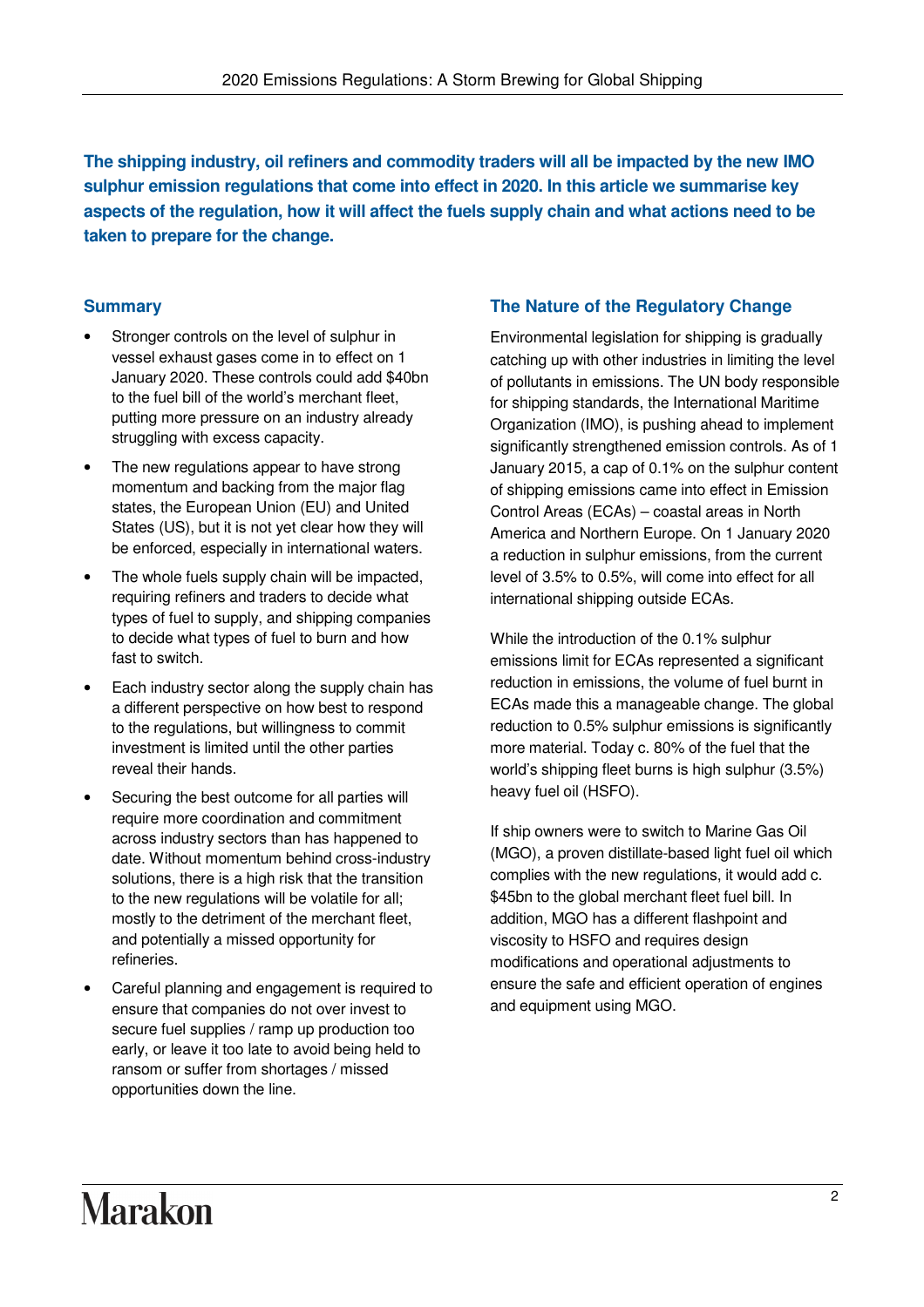**The shipping industry, oil refiners and commodity traders will all be impacted by the new IMO sulphur emission regulations that come into effect in 2020. In this article we summarise key aspects of the regulation, how it will affect the fuels supply chain and what actions need to be taken to prepare for the change.**

## Summary

- Stronger controls on the level of sulphur in vessel exhaust gases come in to effect on 1 January 2020. These controls could add $40bn to the fuel bill of the world's merchant fleet, putting more pressure on an industry already struggling with excess capacity.
- The new regulations appear to have strong momentum and backing from the major flag states, the European Union (EU) and United States (US), but it is not yet clear how they will be enforced, especially in international waters.
- The whole fuels supply chain will be impacted, requiring refiners and traders to decide what types of fuel to supply, and shipping companies to decide what types of fuel to burn and how fast to switch.
- Each industry sector along the supply chain has a different perspective on how best to respond to the regulations, but willingness to commit investment is limited until the other parties reveal their hands.
- Securing the best outcome for all parties will require more coordination and commitment across industry sectors than has happened to date. Without momentum behind cross-industry solutions, there is a high risk that the transition to the new regulations will be volatile for all; mostly to the detriment of the merchant fleet, and potentially a missed opportunity for refineries.
- Careful planning and engagement is required to ensure that companies do not over invest to secure fuel supplies / ramp up production too early, or leave it too late to avoid being held to ransom or suffer from shortages / missed opportunities down the line.

## The Nature of the Regulatory Change

Environmental legislation for shipping is gradually catching up with other industries in limiting the level of pollutants in emissions. The UN body responsible for shipping standards, the International Maritime Organization (IMO), is pushing ahead to implement significantly strengthened emission controls. As of 1 January 2015, a cap of 0.1% on the sulphur content of shipping emissions came into effect in Emission Control Areas (ECAs) – coastal areas in North America and Northern Europe. On 1 January 2020 a reduction in sulphur emissions, from the current level of 3.5% to 0.5%, will come into effect for all international shipping outside ECAs.

While the introduction of the 0.1% sulphur emissions limit for ECAs represented a significant reduction in emissions, the volume of fuel burnt in ECAs made this a manageable change. The global reduction to 0.5% sulphur emissions is significantly more material. Today c. 80% of the fuel that the world's shipping fleet burns is high sulphur (3.5%) heavy fuel oil (HSFO).

If ship owners were to switch to Marine Gas Oil (MGO), a proven distillate-based light fuel oil which complies with the new regulations, it would add c. $45bn to the global merchant fleet fuel bill. In addition, MGO has a different flashpoint and viscosity to HSFO and requires design modifications and operational adjustments to ensure the safe and efficient operation of engines and equipment using MGO.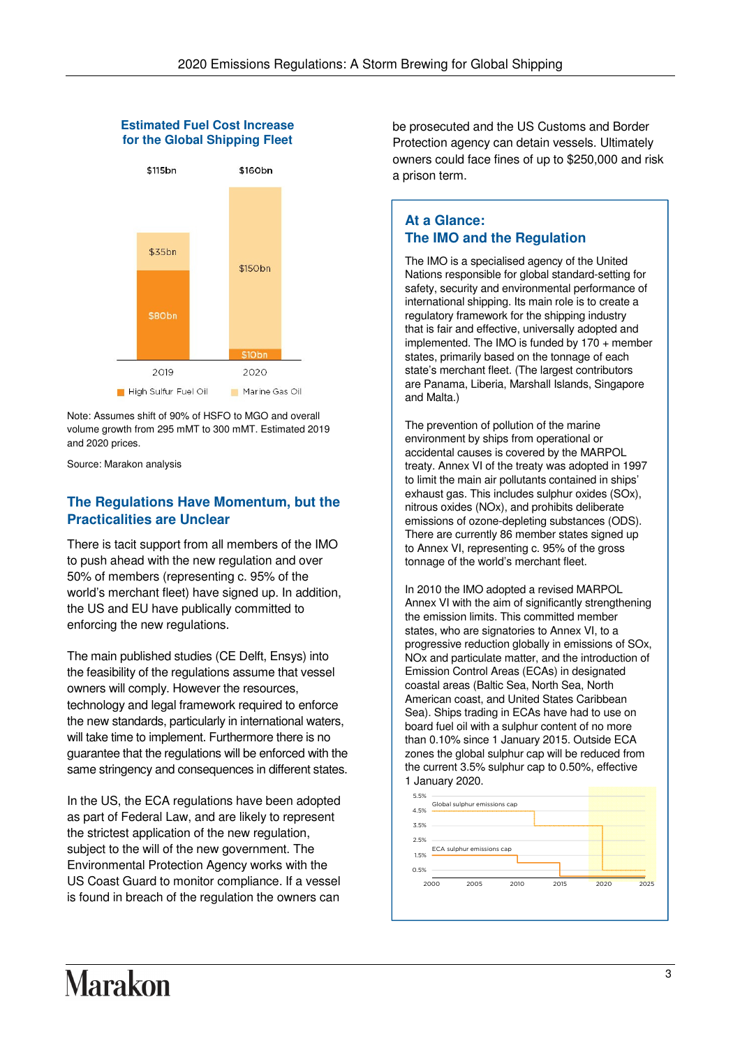### Estimated Fuel Cost Increase for the Global Shipping Fleet

| | 2019 | 2020 |
|---|---|---|
| High Sulfur Fuel Oil | $80bn | $10bn |
| Marine Gas Oil | $35bn | $150bn |
| Total | $115bn | $160bn |

Note: Assumes shift of 90% of HSFO to MGO and overall volume growth from 295 mMT to 300 mMT. Estimated 2019 and 2020 prices.

Source: Marakon analysis

## The Regulations Have Momentum, but the Practicalities are Unclear

There is tacit support from all members of the IMO to push ahead with the new regulation and over 50% of members (representing c. 95% of the world's merchant fleet) have signed up. In addition, the US and EU have publically committed to enforcing the new regulations.

The main published studies (CE Delft, Ensys) into the feasibility of the regulations assume that vessel owners will comply. However the resources, technology and legal framework required to enforce the new standards, particularly in international waters, will take time to implement. Furthermore there is no guarantee that the regulations will be enforced with the same stringency and consequences in different states.

In the US, the ECA regulations have been adopted as part of Federal Law, and are likely to represent the strictest application of the new regulation, subject to the will of the new government. The Environmental Protection Agency works with the US Coast Guard to monitor compliance. If a vessel is found in breach of the regulation the owners can be prosecuted and the US Customs and Border Protection agency can detain vessels. Ultimately owners could face fines of up to $250,000 and risk a prison term.

### At a Glance: The IMO and the Regulation

The IMO is a specialised agency of the United Nations responsible for global standard-setting for safety, security and environmental performance of international shipping. Its main role is to create a regulatory framework for the shipping industry that is fair and effective, universally adopted and implemented. The IMO is funded by 170 + member states, primarily based on the tonnage of each state's merchant fleet. (The largest contributors are Panama, Liberia, Marshall Islands, Singapore and Malta.)

The prevention of pollution of the marine environment by ships from operational or accidental causes is covered by the MARPOL treaty. Annex VI of the treaty was adopted in 1997 to limit the main air pollutants contained in ships' exhaust gas. This includes sulphur oxides (SOx), nitrous oxides (NOx), and prohibits deliberate emissions of ozone-depleting substances (ODS). There are currently 86 member states signed up to Annex VI, representing c. 95% of the gross tonnage of the world's merchant fleet.

In 2010 the IMO adopted a revised MARPOL Annex VI with the aim of significantly strengthening the emission limits. This committed member states, who are signatories to Annex VI, to a progressive reduction globally in emissions of SOx, NOx and particulate matter, and the introduction of Emission Control Areas (ECAs) in designated coastal areas (Baltic Sea, North Sea, North American coast, and United States Caribbean Sea). Ships trading in ECAs have had to use on board fuel oil with a sulphur content of no more than 0.10% since 1 January 2015. Outside ECA zones the global sulphur cap will be reduced from the current 3.5% sulphur cap to 0.50%, effective 1 January 2020.

Chart: Global sulphur emissions cap and ECA sulphur emissions cap, 2000–2025 (y-axis 0.5%–5.5%).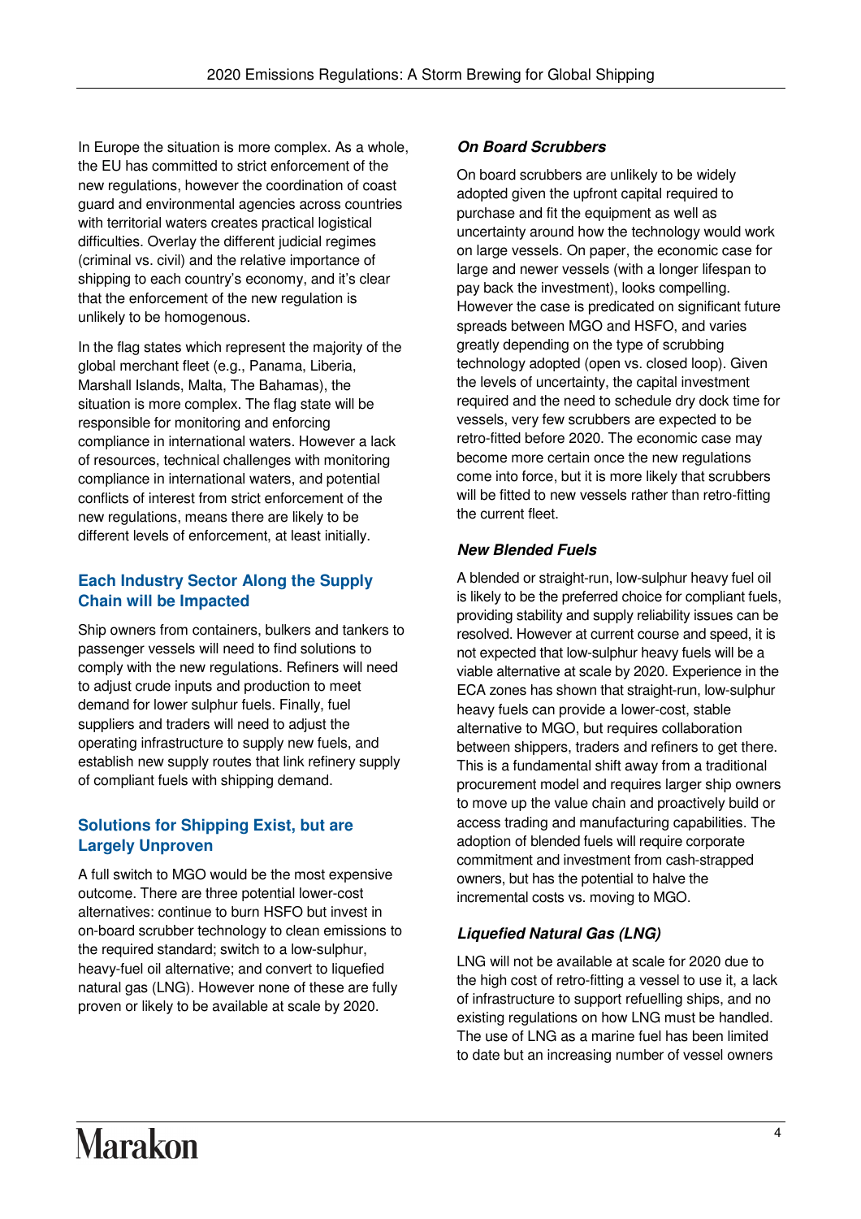In Europe the situation is more complex. As a whole, the EU has committed to strict enforcement of the new regulations, however the coordination of coast guard and environmental agencies across countries with territorial waters creates practical logistical difficulties. Overlay the different judicial regimes (criminal vs. civil) and the relative importance of shipping to each country's economy, and it's clear that the enforcement of the new regulation is unlikely to be homogenous.

In the flag states which represent the majority of the global merchant fleet (e.g., Panama, Liberia, Marshall Islands, Malta, The Bahamas), the situation is more complex. The flag state will be responsible for monitoring and enforcing compliance in international waters. However a lack of resources, technical challenges with monitoring compliance in international waters, and potential conflicts of interest from strict enforcement of the new regulations, means there are likely to be different levels of enforcement, at least initially.

## Each Industry Sector Along the Supply Chain will be Impacted

Ship owners from containers, bulkers and tankers to passenger vessels will need to find solutions to comply with the new regulations. Refiners will need to adjust crude inputs and production to meet demand for lower sulphur fuels. Finally, fuel suppliers and traders will need to adjust the operating infrastructure to supply new fuels, and establish new supply routes that link refinery supply of compliant fuels with shipping demand.

## Solutions for Shipping Exist, but are Largely Unproven

A full switch to MGO would be the most expensive outcome. There are three potential lower-cost alternatives: continue to burn HSFO but invest in on-board scrubber technology to clean emissions to the required standard; switch to a low-sulphur, heavy-fuel oil alternative; and convert to liquefied natural gas (LNG). However none of these are fully proven or likely to be available at scale by 2020.

### *On Board Scrubbers*

On board scrubbers are unlikely to be widely adopted given the upfront capital required to purchase and fit the equipment as well as uncertainty around how the technology would work on large vessels. On paper, the economic case for large and newer vessels (with a longer lifespan to pay back the investment), looks compelling. However the case is predicated on significant future spreads between MGO and HSFO, and varies greatly depending on the type of scrubbing technology adopted (open vs. closed loop). Given the levels of uncertainty, the capital investment required and the need to schedule dry dock time for vessels, very few scrubbers are expected to be retro-fitted before 2020. The economic case may become more certain once the new regulations come into force, but it is more likely that scrubbers will be fitted to new vessels rather than retro-fitting the current fleet.

### *New Blended Fuels*

A blended or straight-run, low-sulphur heavy fuel oil is likely to be the preferred choice for compliant fuels, providing stability and supply reliability issues can be resolved. However at current course and speed, it is not expected that low-sulphur heavy fuels will be a viable alternative at scale by 2020. Experience in the ECA zones has shown that straight-run, low-sulphur heavy fuels can provide a lower-cost, stable alternative to MGO, but requires collaboration between shippers, traders and refiners to get there. This is a fundamental shift away from a traditional procurement model and requires larger ship owners to move up the value chain and proactively build or access trading and manufacturing capabilities. The adoption of blended fuels will require corporate commitment and investment from cash-strapped owners, but has the potential to halve the incremental costs vs. moving to MGO.

### *Liquefied Natural Gas (LNG)*

LNG will not be available at scale for 2020 due to the high cost of retro-fitting a vessel to use it, a lack of infrastructure to support refuelling ships, and no existing regulations on how LNG must be handled. The use of LNG as a marine fuel has been limited to date but an increasing number of vessel owners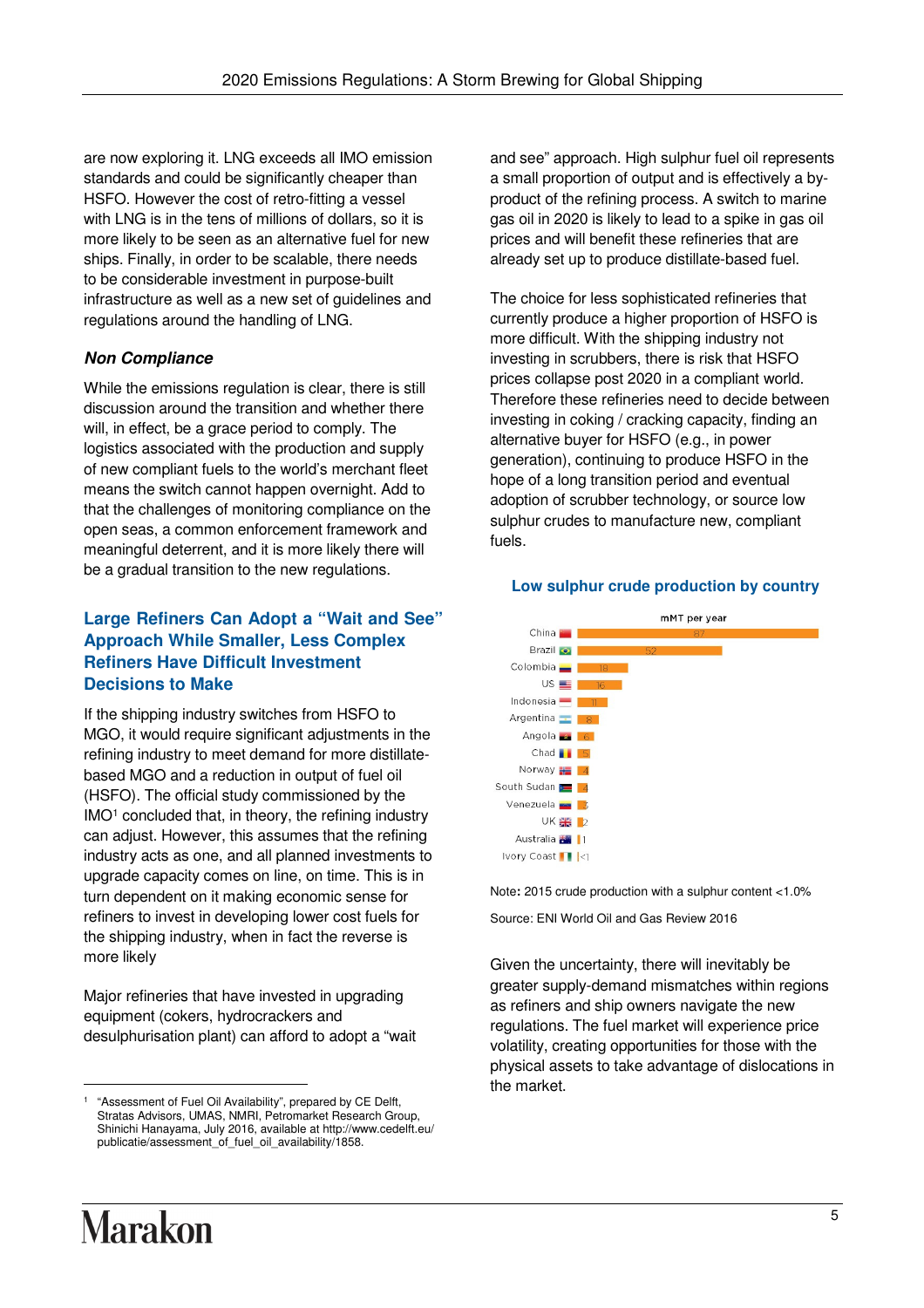are now exploring it. LNG exceeds all IMO emission standards and could be significantly cheaper than HSFO. However the cost of retro-fitting a vessel with LNG is in the tens of millions of dollars, so it is more likely to be seen as an alternative fuel for new ships. Finally, in order to be scalable, there needs to be considerable investment in purpose-built infrastructure as well as a new set of guidelines and regulations around the handling of LNG.

### *Non Compliance*

While the emissions regulation is clear, there is still discussion around the transition and whether there will, in effect, be a grace period to comply. The logistics associated with the production and supply of new compliant fuels to the world's merchant fleet means the switch cannot happen overnight. Add to that the challenges of monitoring compliance on the open seas, a common enforcement framework and meaningful deterrent, and it is more likely there will be a gradual transition to the new regulations.

## Large Refiners Can Adopt a "Wait and See" Approach While Smaller, Less Complex Refiners Have Difficult Investment Decisions to Make

If the shipping industry switches from HSFO to MGO, it would require significant adjustments in the refining industry to meet demand for more distillate-based MGO and a reduction in output of fuel oil (HSFO). The official study commissioned by the IMO[1] concluded that, in theory, the refining industry can adjust. However, this assumes that the refining industry acts as one, and all planned investments to upgrade capacity comes on line, on time. This is in turn dependent on it making economic sense for refiners to invest in developing lower cost fuels for the shipping industry, when in fact the reverse is more likely

Major refineries that have invested in upgrading equipment (cokers, hydrocrackers and desulphurisation plant) can afford to adopt a "wait and see" approach. High sulphur fuel oil represents a small proportion of output and is effectively a by-product of the refining process. A switch to marine gas oil in 2020 is likely to lead to a spike in gas oil prices and will benefit these refineries that are already set up to produce distillate-based fuel.

The choice for less sophisticated refineries that currently produce a higher proportion of HSFO is more difficult. With the shipping industry not investing in scrubbers, there is risk that HSFO prices collapse post 2020 in a compliant world. Therefore these refineries need to decide between investing in coking / cracking capacity, finding an alternative buyer for HSFO (e.g., in power generation), continuing to produce HSFO in the hope of a long transition period and eventual adoption of scrubber technology, or source low sulphur crudes to manufacture new, compliant fuels.

**Low sulphur crude production by country**

| Country | mMT per year |
|---|---|
| China | 87 |
| Brazil | 52 |
| Colombia | 18 |
| US | 16 |
| Indonesia | 11 |
| Argentina | 8 |
| Angola | 6 |
| Chad | 5 |
| Norway | 4 |
| South Sudan | 4 |
| Venezuela | 3 |
| UK | 2 |
| Australia | 1 |
| Ivory Coast | <1 |

Note: 2015 crude production with a sulphur content <1.0%

Source: ENI World Oil and Gas Review 2016

Given the uncertainty, there will inevitably be greater supply-demand mismatches within regions as refiners and ship owners navigate the new regulations. The fuel market will experience price volatility, creating opportunities for those with the physical assets to take advantage of dislocations in the market.

---

[1] "Assessment of Fuel Oil Availability", prepared by CE Delft, Stratas Advisors, UMAS, NMRI, Petromarket Research Group, Shinichi Hanayama, July 2016, available at http://www.cedelft.eu/publicatie/assessment_of_fuel_oil_availability/1858.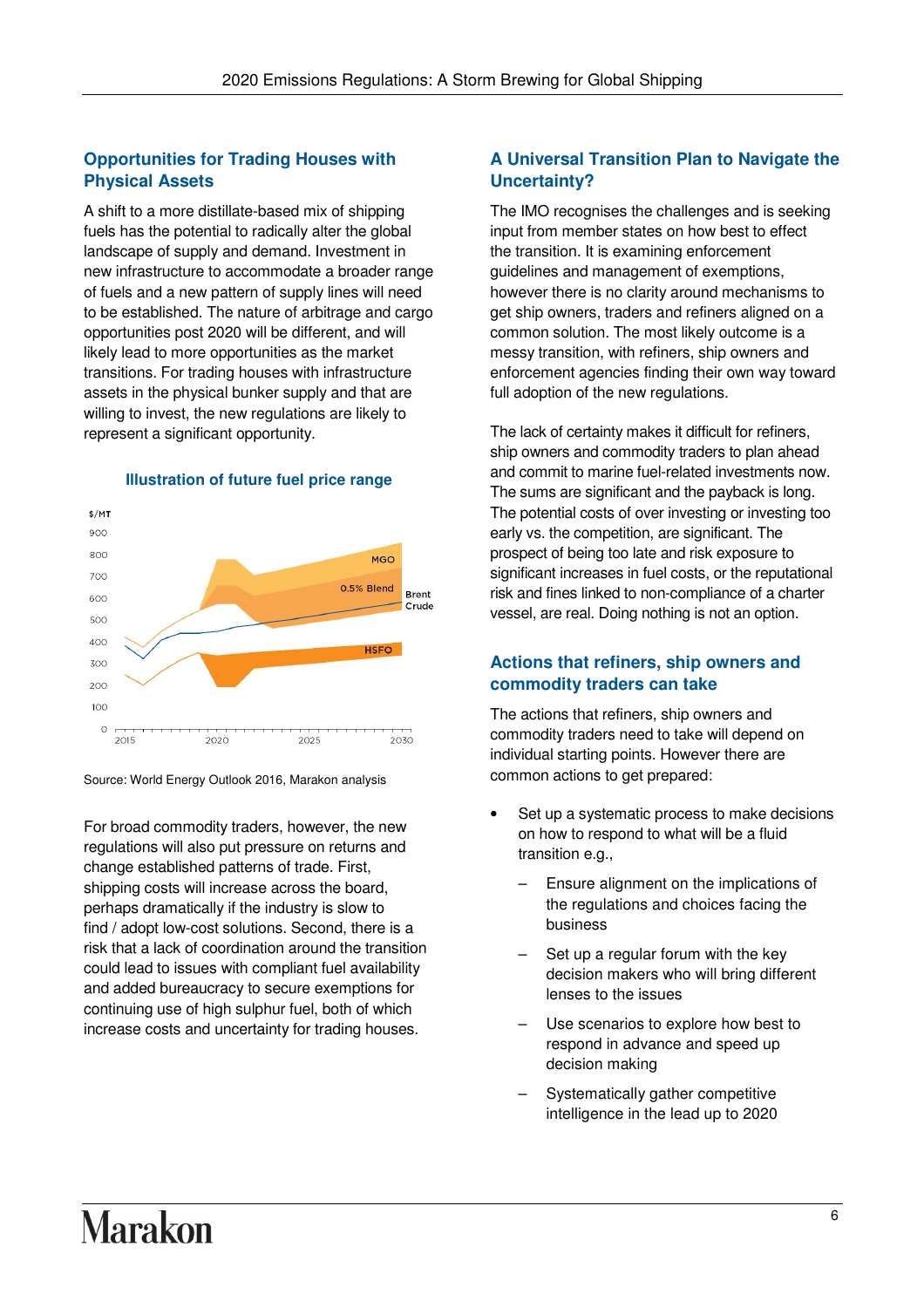## Opportunities for Trading Houses with Physical Assets

A shift to a more distillate-based mix of shipping fuels has the potential to radically alter the global landscape of supply and demand. Investment in new infrastructure to accommodate a broader range of fuels and a new pattern of supply lines will need to be established. The nature of arbitrage and cargo opportunities post 2020 will be different, and will likely lead to more opportunities as the market transitions. For trading houses with infrastructure assets in the physical bunker supply and that are willing to invest, the new regulations are likely to represent a significant opportunity.

**Illustration of future fuel price range**

Source: World Energy Outlook 2016, Marakon analysis

For broad commodity traders, however, the new regulations will also put pressure on returns and change established patterns of trade. First, shipping costs will increase across the board, perhaps dramatically if the industry is slow to find / adopt low-cost solutions. Second, there is a risk that a lack of coordination around the transition could lead to issues with compliant fuel availability and added bureaucracy to secure exemptions for continuing use of high sulphur fuel, both of which increase costs and uncertainty for trading houses.

## A Universal Transition Plan to Navigate the Uncertainty?

The IMO recognises the challenges and is seeking input from member states on how best to effect the transition. It is examining enforcement guidelines and management of exemptions, however there is no clarity around mechanisms to get ship owners, traders and refiners aligned on a common solution. The most likely outcome is a messy transition, with refiners, ship owners and enforcement agencies finding their own way toward full adoption of the new regulations.

The lack of certainty makes it difficult for refiners, ship owners and commodity traders to plan ahead and commit to marine fuel-related investments now. The sums are significant and the payback is long. The potential costs of over investing or investing too early vs. the competition, are significant. The prospect of being too late and risk exposure to significant increases in fuel costs, or the reputational risk and fines linked to non-compliance of a charter vessel, are real. Doing nothing is not an option.

## Actions that refiners, ship owners and commodity traders can take

The actions that refiners, ship owners and commodity traders need to take will depend on individual starting points. However there are common actions to get prepared:

- Set up a systematic process to make decisions on how to respond to what will be a fluid transition e.g.,
  - Ensure alignment on the implications of the regulations and choices facing the business
  - Set up a regular forum with the key decision makers who will bring different lenses to the issues
  - Use scenarios to explore how best to respond in advance and speed up decision making
  - Systematically gather competitive intelligence in the lead up to 2020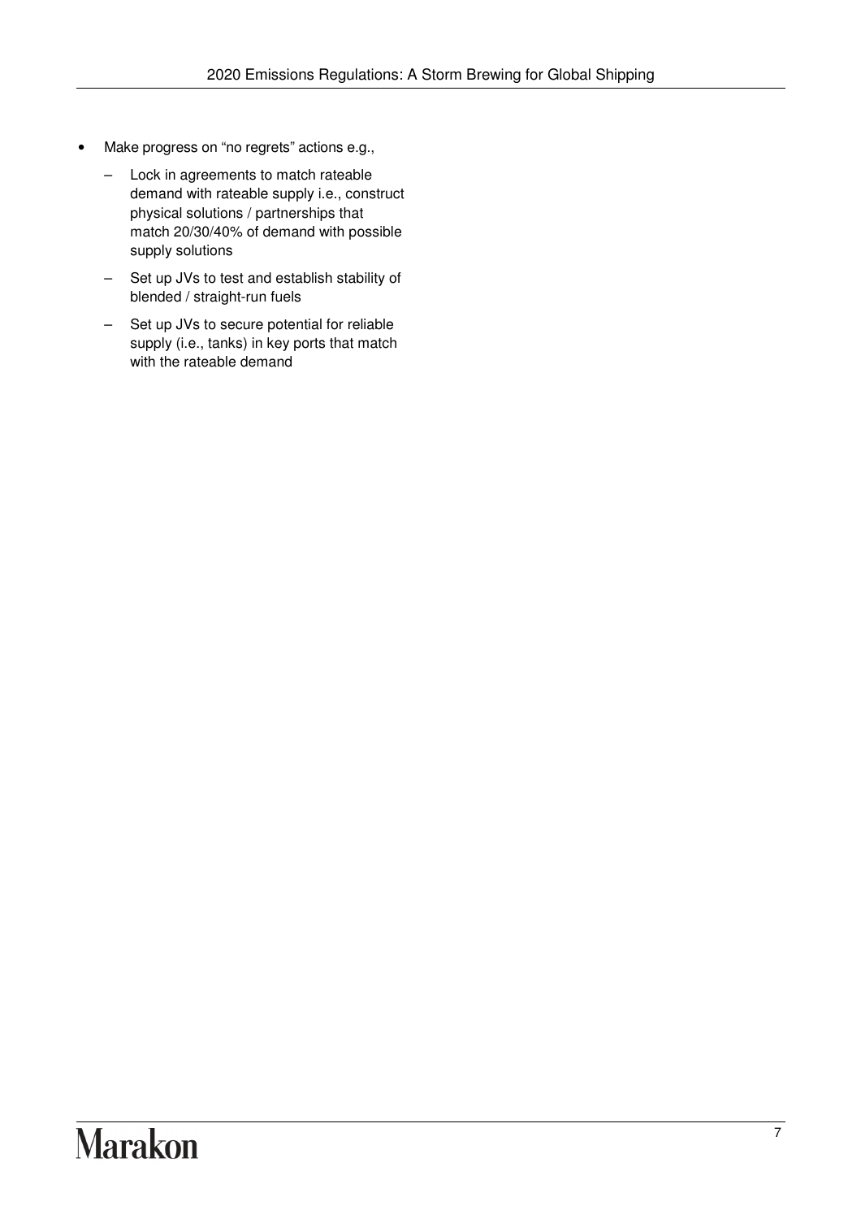- Make progress on "no regrets" actions e.g.,
  - Lock in agreements to match rateable demand with rateable supply i.e., construct physical solutions / partnerships that match 20/30/40% of demand with possible supply solutions
  - Set up JVs to test and establish stability of blended / straight-run fuels
  - Set up JVs to secure potential for reliable supply (i.e., tanks) in key ports that match with the rateable demand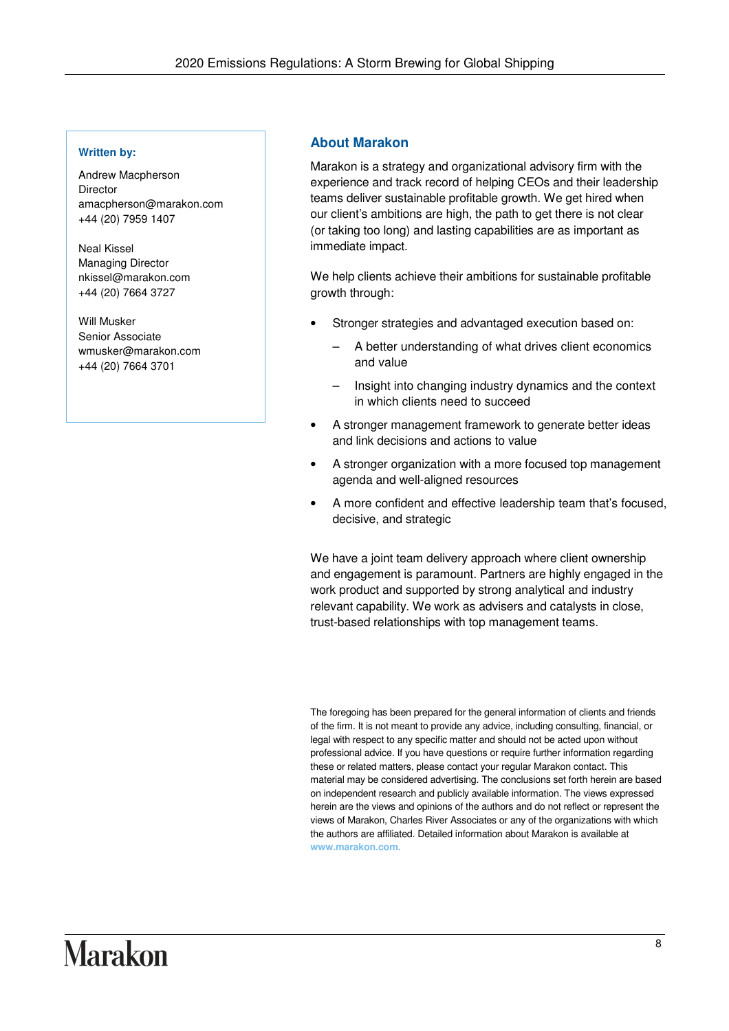**Written by:**

Andrew Macpherson
Director
amacpherson@marakon.com
+44 (20) 7959 1407

Neal Kissel
Managing Director
nkissel@marakon.com
+44 (20) 7664 3727

Will Musker
Senior Associate
wmusker@marakon.com
+44 (20) 7664 3701

## About Marakon

Marakon is a strategy and organizational advisory firm with the experience and track record of helping CEOs and their leadership teams deliver sustainable profitable growth. We get hired when our client's ambitions are high, the path to get there is not clear (or taking too long) and lasting capabilities are as important as immediate impact.

We help clients achieve their ambitions for sustainable profitable growth through:

- Stronger strategies and advantaged execution based on:
  - A better understanding of what drives client economics and value
  - Insight into changing industry dynamics and the context in which clients need to succeed
- A stronger management framework to generate better ideas and link decisions and actions to value
- A stronger organization with a more focused top management agenda and well-aligned resources
- A more confident and effective leadership team that's focused, decisive, and strategic

We have a joint team delivery approach where client ownership and engagement is paramount. Partners are highly engaged in the work product and supported by strong analytical and industry relevant capability. We work as advisers and catalysts in close, trust-based relationships with top management teams.

The foregoing has been prepared for the general information of clients and friends of the firm. It is not meant to provide any advice, including consulting, financial, or legal with respect to any specific matter and should not be acted upon without professional advice. If you have questions or require further information regarding these or related matters, please contact your regular Marakon contact. This material may be considered advertising. The conclusions set forth herein are based on independent research and publicly available information. The views expressed herein are the views and opinions of the authors and do not reflect or represent the views of Marakon, Charles River Associates or any of the organizations with which the authors are affiliated. Detailed information about Marakon is available at **www.marakon.com.**